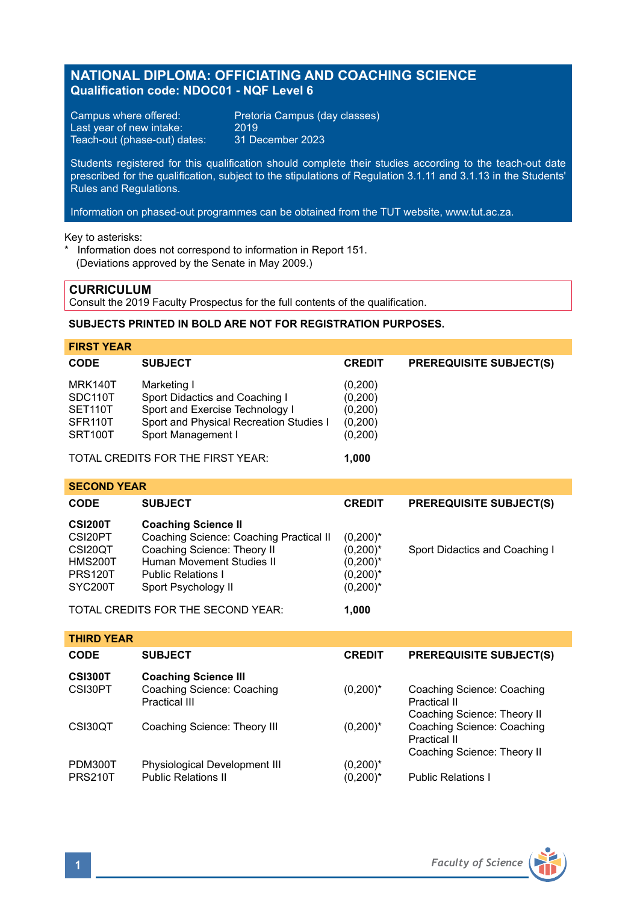# NATIONAL DIPLOMA: OFFICIATING AND COACHING SCIENCE

**Qualification code: NDOC01 - NQF Level 6**

Campus where offered: Pretoria Campus (day classes)
Last year of new intake: 2019
Teach-out (phase-out) dates: 31 December 2023

Students registered for this qualification should complete their studies according to the teach-out date prescribed for the qualification, subject to the stipulations of Regulation 3.1.11 and 3.1.13 in the Students' Rules and Regulations.

Information on phased-out programmes can be obtained from the TUT website, www.tut.ac.za.

Key to asterisks:
\* Information does not correspond to information in Report 151. (Deviations approved by the Senate in May 2009.)

## CURRICULUM

Consult the 2019 Faculty Prospectus for the full contents of the qualification.

**SUBJECTS PRINTED IN BOLD ARE NOT FOR REGISTRATION PURPOSES.**

### FIRST YEAR

| CODE | SUBJECT | CREDIT | PREREQUISITE SUBJECT(S) |
|---|---|---|---|
| MRK140T | Marketing I | (0,200) | |
| SDC110T | Sport Didactics and Coaching I | (0,200) | |
| SET110T | Sport and Exercise Technology I | (0,200) | |
| SFR110T | Sport and Physical Recreation Studies I | (0,200) | |
| SRT100T | Sport Management I | (0,200) | |
| | TOTAL CREDITS FOR THE FIRST YEAR: | **1,000** | |

### SECOND YEAR

| CODE | SUBJECT | CREDIT | PREREQUISITE SUBJECT(S) |
|---|---|---|---|
| **CSI200T** | **Coaching Science II** | | |
| CSI20PT | Coaching Science: Coaching Practical II | (0,200)* | |
| CSI20QT | Coaching Science: Theory II | (0,200)* | Sport Didactics and Coaching I |
| HMS200T | Human Movement Studies II | (0,200)* | |
| PRS120T | Public Relations I | (0,200)* | |
| SYC200T | Sport Psychology II | (0,200)* | |
| | TOTAL CREDITS FOR THE SECOND YEAR: | **1,000** | |

### THIRD YEAR

| CODE | SUBJECT | CREDIT | PREREQUISITE SUBJECT(S) |
|---|---|---|---|
| **CSI300T** | **Coaching Science III** | | |
| CSI30PT | Coaching Science: Coaching Practical III | (0,200)* | Coaching Science: Coaching Practical II<br>Coaching Science: Theory II |
| CSI30QT | Coaching Science: Theory III | (0,200)* | Coaching Science: Coaching Practical II<br>Coaching Science: Theory II |
| PDM300T | Physiological Development III | (0,200)* | |
| PRS210T | Public Relations II | (0,200)* | Public Relations I |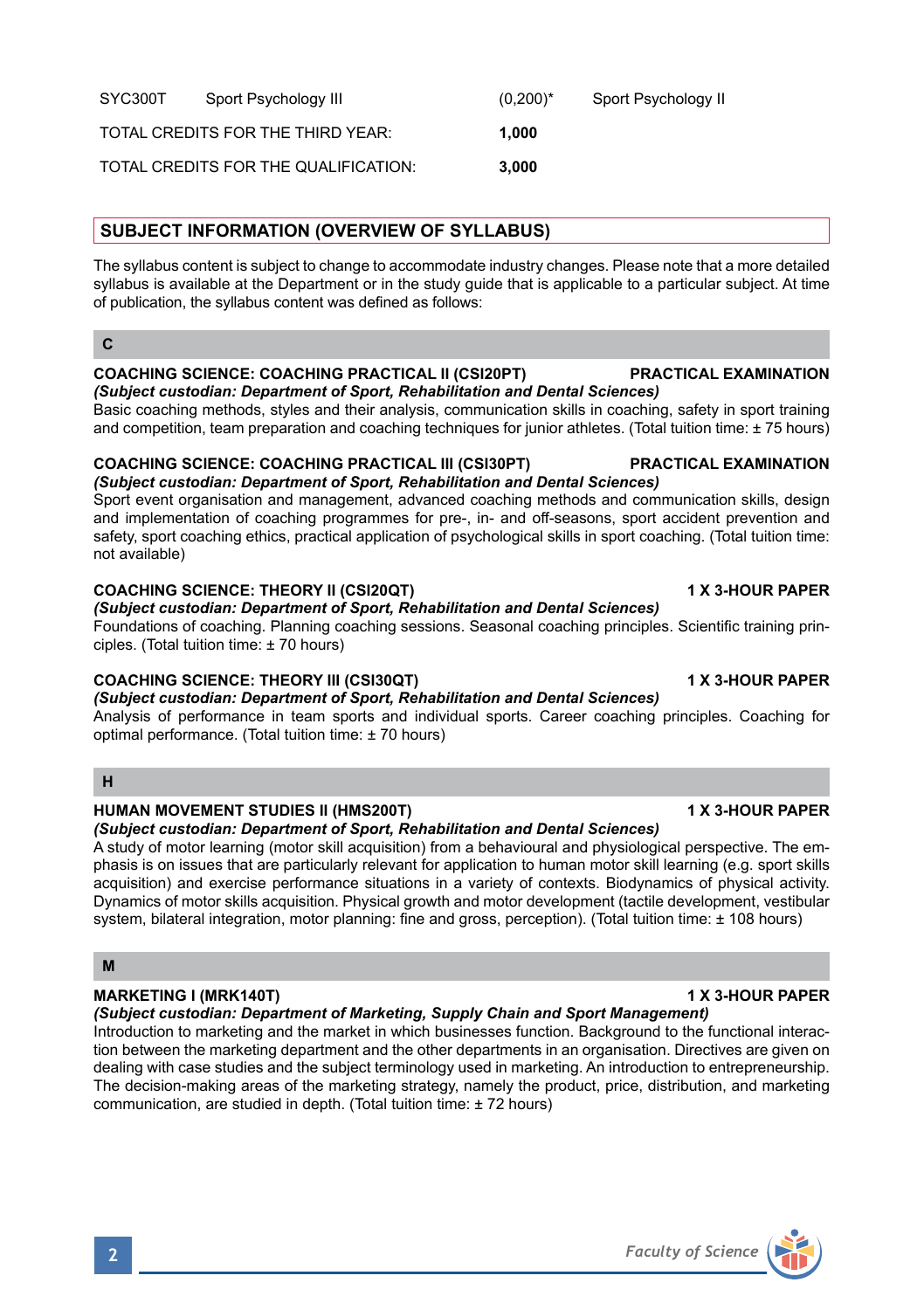| SYC300T | Sport Psychology III | (0,200)* | Sport Psychology II |
|---|---|---|---|
| TOTAL CREDITS FOR THE THIRD YEAR: | | **1,000** | |
| TOTAL CREDITS FOR THE QUALIFICATION: | | **3,000** | |

## SUBJECT INFORMATION (OVERVIEW OF SYLLABUS)

The syllabus content is subject to change to accommodate industry changes. Please note that a more detailed syllabus is available at the Department or in the study guide that is applicable to a particular subject. At time of publication, the syllabus content was defined as follows:

### C

**COACHING SCIENCE: COACHING PRACTICAL II (CSI20PT)** — **PRACTICAL EXAMINATION**
***(Subject custodian: Department of Sport, Rehabilitation and Dental Sciences)***
Basic coaching methods, styles and their analysis, communication skills in coaching, safety in sport training and competition, team preparation and coaching techniques for junior athletes. (Total tuition time: ± 75 hours)

**COACHING SCIENCE: COACHING PRACTICAL III (CSI30PT)** — **PRACTICAL EXAMINATION**
***(Subject custodian: Department of Sport, Rehabilitation and Dental Sciences)***
Sport event organisation and management, advanced coaching methods and communication skills, design and implementation of coaching programmes for pre-, in- and off-seasons, sport accident prevention and safety, sport coaching ethics, practical application of psychological skills in sport coaching. (Total tuition time: not available)

**COACHING SCIENCE: THEORY II (CSI20QT)** — **1 X 3-HOUR PAPER**
***(Subject custodian: Department of Sport, Rehabilitation and Dental Sciences)***
Foundations of coaching. Planning coaching sessions. Seasonal coaching principles. Scientific training principles. (Total tuition time: ± 70 hours)

**COACHING SCIENCE: THEORY III (CSI30QT)** — **1 X 3-HOUR PAPER**
***(Subject custodian: Department of Sport, Rehabilitation and Dental Sciences)***
Analysis of performance in team sports and individual sports. Career coaching principles. Coaching for optimal performance. (Total tuition time: ± 70 hours)

### H

**HUMAN MOVEMENT STUDIES II (HMS200T)** — **1 X 3-HOUR PAPER**
***(Subject custodian: Department of Sport, Rehabilitation and Dental Sciences)***
A study of motor learning (motor skill acquisition) from a behavioural and physiological perspective. The emphasis is on issues that are particularly relevant for application to human motor skill learning (e.g. sport skills acquisition) and exercise performance situations in a variety of contexts. Biodynamics of physical activity. Dynamics of motor skills acquisition. Physical growth and motor development (tactile development, vestibular system, bilateral integration, motor planning: fine and gross, perception). (Total tuition time: ± 108 hours)

### M

**MARKETING I (MRK140T)** — **1 X 3-HOUR PAPER**
***(Subject custodian: Department of Marketing, Supply Chain and Sport Management)***
Introduction to marketing and the market in which businesses function. Background to the functional interaction between the marketing department and the other departments in an organisation. Directives are given on dealing with case studies and the subject terminology used in marketing. An introduction to entrepreneurship. The decision-making areas of the marketing strategy, namely the product, price, distribution, and marketing communication, are studied in depth. (Total tuition time: ± 72 hours)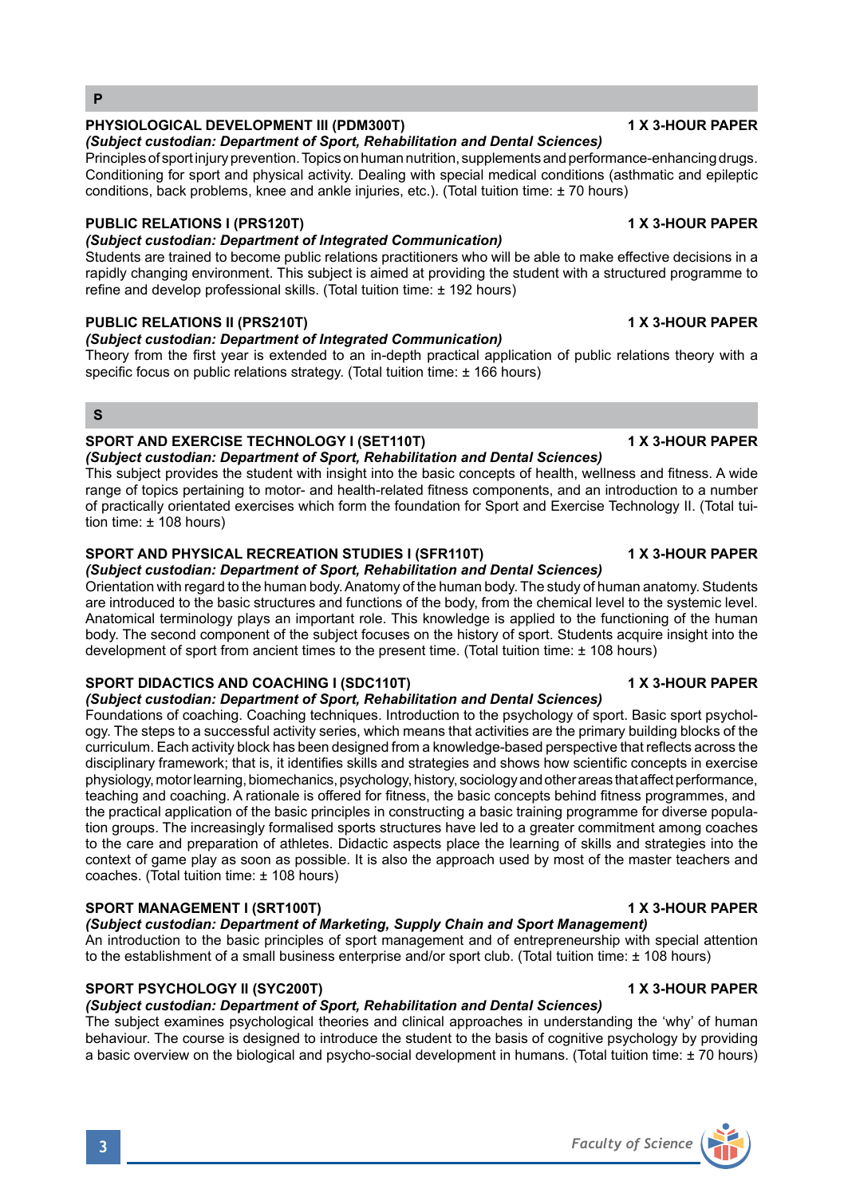## P

### PHYSIOLOGICAL DEVELOPMENT III (PDM300T) 1 X 3-HOUR PAPER

***(Subject custodian: Department of Sport, Rehabilitation and Dental Sciences)***

Principles of sport injury prevention. Topics on human nutrition, supplements and performance-enhancing drugs. Conditioning for sport and physical activity. Dealing with special medical conditions (asthmatic and epileptic conditions, back problems, knee and ankle injuries, etc.). (Total tuition time: ± 70 hours)

### PUBLIC RELATIONS I (PRS120T) 1 X 3-HOUR PAPER

***(Subject custodian: Department of Integrated Communication)***

Students are trained to become public relations practitioners who will be able to make effective decisions in a rapidly changing environment. This subject is aimed at providing the student with a structured programme to refine and develop professional skills. (Total tuition time: ± 192 hours)

### PUBLIC RELATIONS II (PRS210T) 1 X 3-HOUR PAPER

***(Subject custodian: Department of Integrated Communication)***

Theory from the first year is extended to an in-depth practical application of public relations theory with a specific focus on public relations strategy. (Total tuition time: ± 166 hours)

## S

### SPORT AND EXERCISE TECHNOLOGY I (SET110T) 1 X 3-HOUR PAPER

***(Subject custodian: Department of Sport, Rehabilitation and Dental Sciences)***

This subject provides the student with insight into the basic concepts of health, wellness and fitness. A wide range of topics pertaining to motor- and health-related fitness components, and an introduction to a number of practically orientated exercises which form the foundation for Sport and Exercise Technology II. (Total tuition time: ± 108 hours)

### SPORT AND PHYSICAL RECREATION STUDIES I (SFR110T) 1 X 3-HOUR PAPER

***(Subject custodian: Department of Sport, Rehabilitation and Dental Sciences)***

Orientation with regard to the human body. Anatomy of the human body. The study of human anatomy. Students are introduced to the basic structures and functions of the body, from the chemical level to the systemic level. Anatomical terminology plays an important role. This knowledge is applied to the functioning of the human body. The second component of the subject focuses on the history of sport. Students acquire insight into the development of sport from ancient times to the present time. (Total tuition time: ± 108 hours)

### SPORT DIDACTICS AND COACHING I (SDC110T) 1 X 3-HOUR PAPER

***(Subject custodian: Department of Sport, Rehabilitation and Dental Sciences)***

Foundations of coaching. Coaching techniques. Introduction to the psychology of sport. Basic sport psychology. The steps to a successful activity series, which means that activities are the primary building blocks of the curriculum. Each activity block has been designed from a knowledge-based perspective that reflects across the disciplinary framework; that is, it identifies skills and strategies and shows how scientific concepts in exercise physiology, motor learning, biomechanics, psychology, history, sociology and other areas that affect performance, teaching and coaching. A rationale is offered for fitness, the basic concepts behind fitness programmes, and the practical application of the basic principles in constructing a basic training programme for diverse population groups. The increasingly formalised sports structures have led to a greater commitment among coaches to the care and preparation of athletes. Didactic aspects place the learning of skills and strategies into the context of game play as soon as possible. It is also the approach used by most of the master teachers and coaches. (Total tuition time: ± 108 hours)

### SPORT MANAGEMENT I (SRT100T) 1 X 3-HOUR PAPER

***(Subject custodian: Department of Marketing, Supply Chain and Sport Management)***

An introduction to the basic principles of sport management and of entrepreneurship with special attention to the establishment of a small business enterprise and/or sport club. (Total tuition time: ± 108 hours)

### SPORT PSYCHOLOGY II (SYC200T) 1 X 3-HOUR PAPER

***(Subject custodian: Department of Sport, Rehabilitation and Dental Sciences)***

The subject examines psychological theories and clinical approaches in understanding the 'why' of human behaviour. The course is designed to introduce the student to the basis of cognitive psychology by providing a basic overview on the biological and psycho-social development in humans. (Total tuition time: ± 70 hours)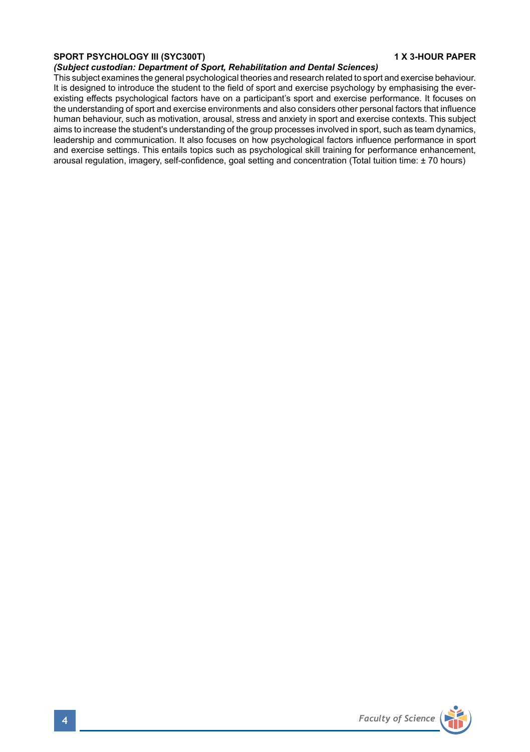**SPORT PSYCHOLOGY III (SYC300T) 1 X 3-HOUR PAPER**

***(Subject custodian: Department of Sport, Rehabilitation and Dental Sciences)***

This subject examines the general psychological theories and research related to sport and exercise behaviour. It is designed to introduce the student to the field of sport and exercise psychology by emphasising the ever-existing effects psychological factors have on a participant's sport and exercise performance. It focuses on the understanding of sport and exercise environments and also considers other personal factors that influence human behaviour, such as motivation, arousal, stress and anxiety in sport and exercise contexts. This subject aims to increase the student's understanding of the group processes involved in sport, such as team dynamics, leadership and communication. It also focuses on how psychological factors influence performance in sport and exercise settings. This entails topics such as psychological skill training for performance enhancement, arousal regulation, imagery, self-confidence, goal setting and concentration (Total tuition time: ± 70 hours)